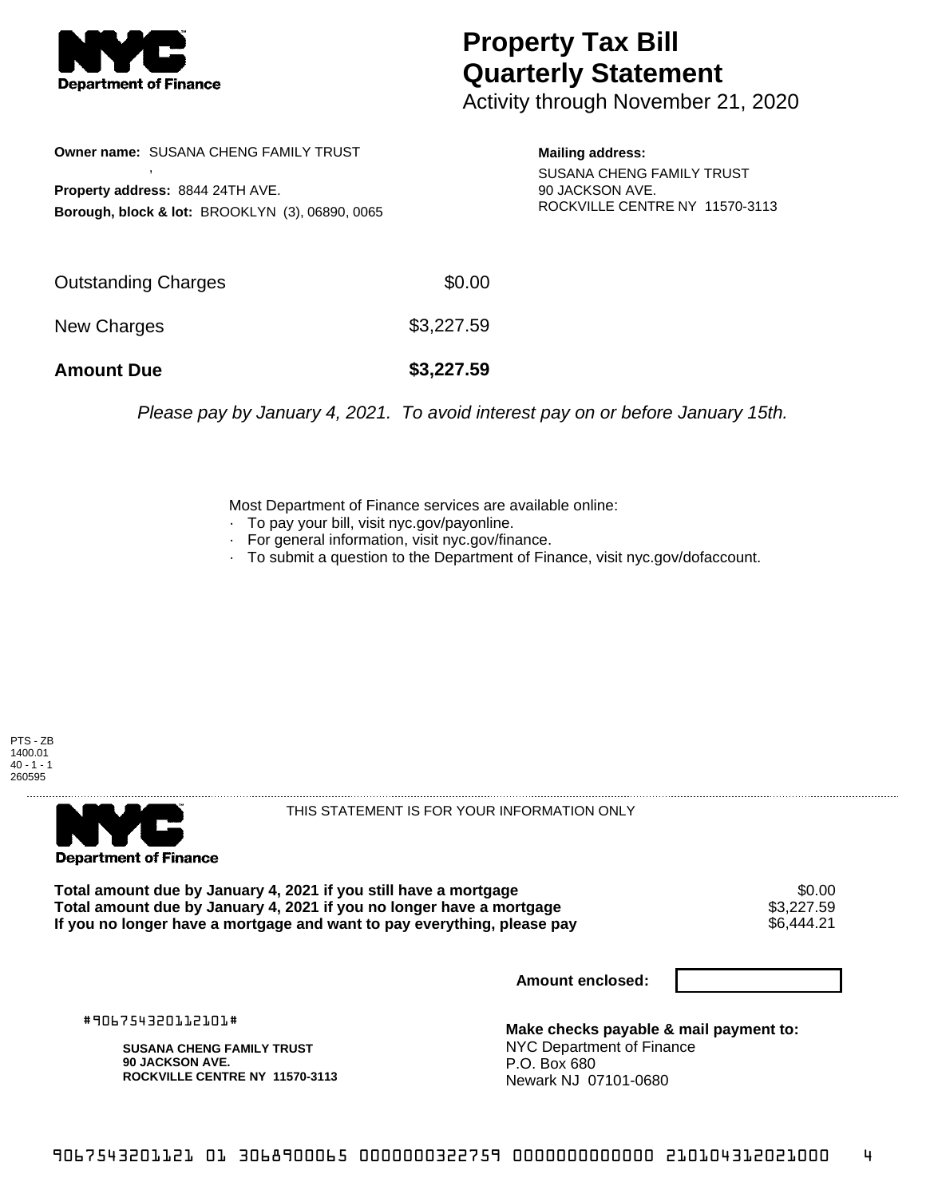# Property Tax Bill Quarterly Statement

Activity through November 21, 2020

**Owner name:** SUSANA CHENG FAMILY TRUST
,
**Property address:** 8844 24TH AVE.
**Borough, block & lot:** BROOKLYN (3), 06890, 0065

**Mailing address:**
SUSANA CHENG FAMILY TRUST
90 JACKSON AVE.
ROCKVILLE CENTRE NY 11570-3113

| | |
|---|---|
| Outstanding Charges | $0.00 |
| New Charges | $3,227.59 |
| **Amount Due** | **$3,227.59** |

*Please pay by January 4, 2021. To avoid interest pay on or before January 15th.*

Most Department of Finance services are available online:
- To pay your bill, visit nyc.gov/payonline.
- For general information, visit nyc.gov/finance.
- To submit a question to the Department of Finance, visit nyc.gov/dofaccount.

PTS - ZB
1400.01
40 - 1 - 1
260595

THIS STATEMENT IS FOR YOUR INFORMATION ONLY

| | |
|---|---|
| **Total amount due by January 4, 2021 if you still have a mortgage** | $0.00 |
| **Total amount due by January 4, 2021 if you no longer have a mortgage** | $3,227.59 |
| **If you no longer have a mortgage and want to pay everything, please pay** | $6,444.21 |

**Amount enclosed:**

#906754320112101#

**SUSANA CHENG FAMILY TRUST**
**90 JACKSON AVE.**
**ROCKVILLE CENTRE NY 11570-3113**

**Make checks payable & mail payment to:**
NYC Department of Finance
P.O. Box 680
Newark NJ 07101-0680

9067543201121 01 3068900065 0000000322759 0000000000000 210104312021000 4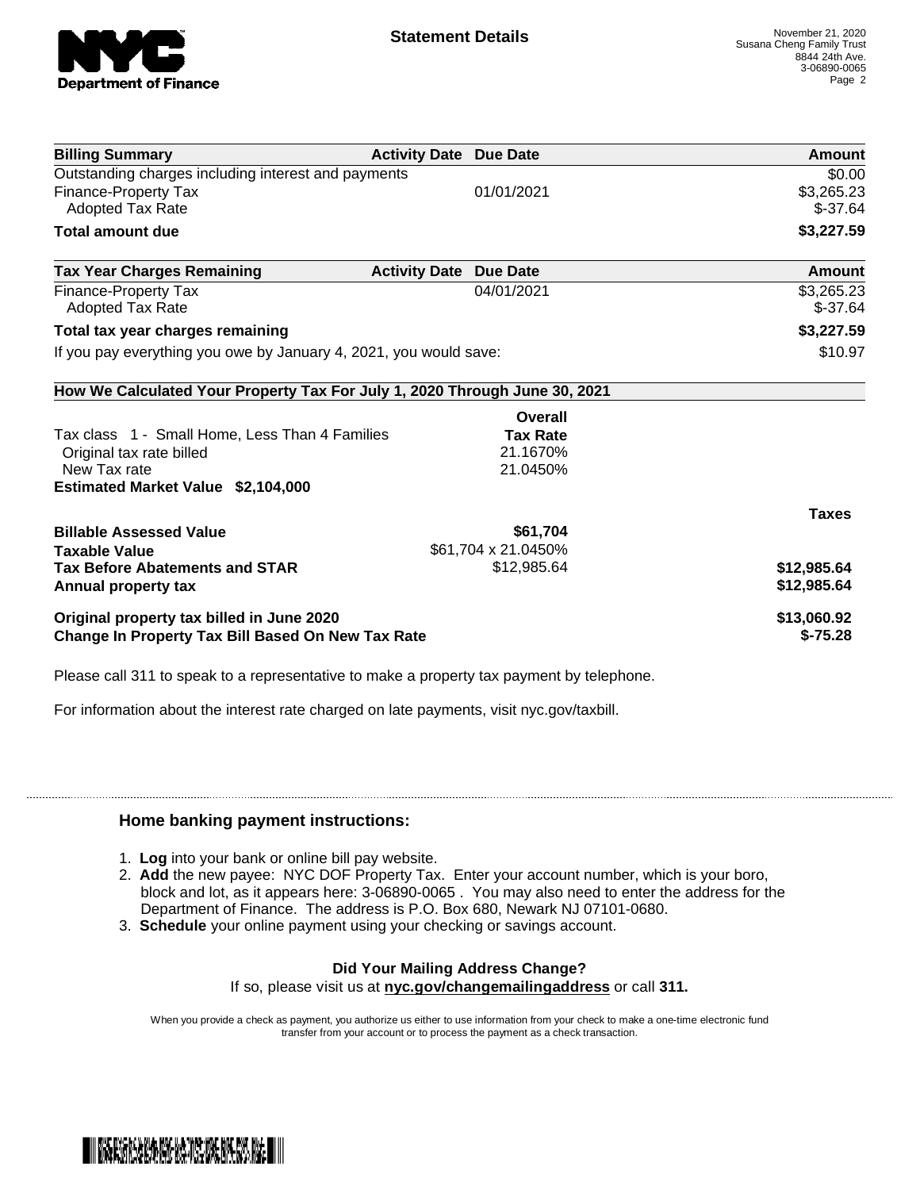**NYC Department of Finance**

## Statement Details

November 21, 2020
Susana Cheng Family Trust
8844 24th Ave.
3-06890-0065

| Billing Summary | Activity Date | Due Date | Amount |
|---|---|---|---|
| Outstanding charges including interest and payments | | | $0.00 |
| Finance-Property Tax | | 01/01/2021 | $3,265.23 |
| Adopted Tax Rate | | | $-37.64 |
| **Total amount due** | | | **$3,227.59** |

| Tax Year Charges Remaining | Activity Date | Due Date | Amount |
|---|---|---|---|
| Finance-Property Tax | | 04/01/2021 | $3,265.23 |
| Adopted Tax Rate | | | $-37.64 |
| **Total tax year charges remaining** | | | **$3,227.59** |
| If you pay everything you owe by January 4, 2021, you would save: | | | $10.97 |

### How We Calculated Your Property Tax For July 1, 2020 Through June 30, 2021

| | Overall Tax Rate | |
|---|---|---|
| Tax class 1 - Small Home, Less Than 4 Families | | |
| Original tax rate billed | 21.1670% | |
| New Tax rate | 21.0450% | |
| **Estimated Market Value $2,104,000** | | |

| | | Taxes |
|---|---|---|
| **Billable Assessed Value** | $61,704 | |
| **Taxable Value** | $61,704 x 21.0450% | |
| **Tax Before Abatements and STAR** | $12,985.64 | **$12,985.64** |
| **Annual property tax** | | **$12,985.64** |
| **Original property tax billed in June 2020** | | **$13,060.92** |
| **Change In Property Tax Bill Based On New Tax Rate** | | **$-75.28** |

Please call 311 to speak to a representative to make a property tax payment by telephone.

For information about the interest rate charged on late payments, visit nyc.gov/taxbill.

### Home banking payment instructions:

1. **Log** into your bank or online bill pay website.
2. **Add** the new payee: NYC DOF Property Tax. Enter your account number, which is your boro, block and lot, as it appears here: 3-06890-0065 . You may also need to enter the address for the Department of Finance. The address is P.O. Box 680, Newark NJ 07101-0680.
3. **Schedule** your online payment using your checking or savings account.

**Did Your Mailing Address Change?**
If so, please visit us at **nyc.gov/changemailingaddress** or call **311.**

When you provide a check as payment, you authorize us either to use information from your check to make a one-time electronic fund transfer from your account or to process the payment as a check transaction.